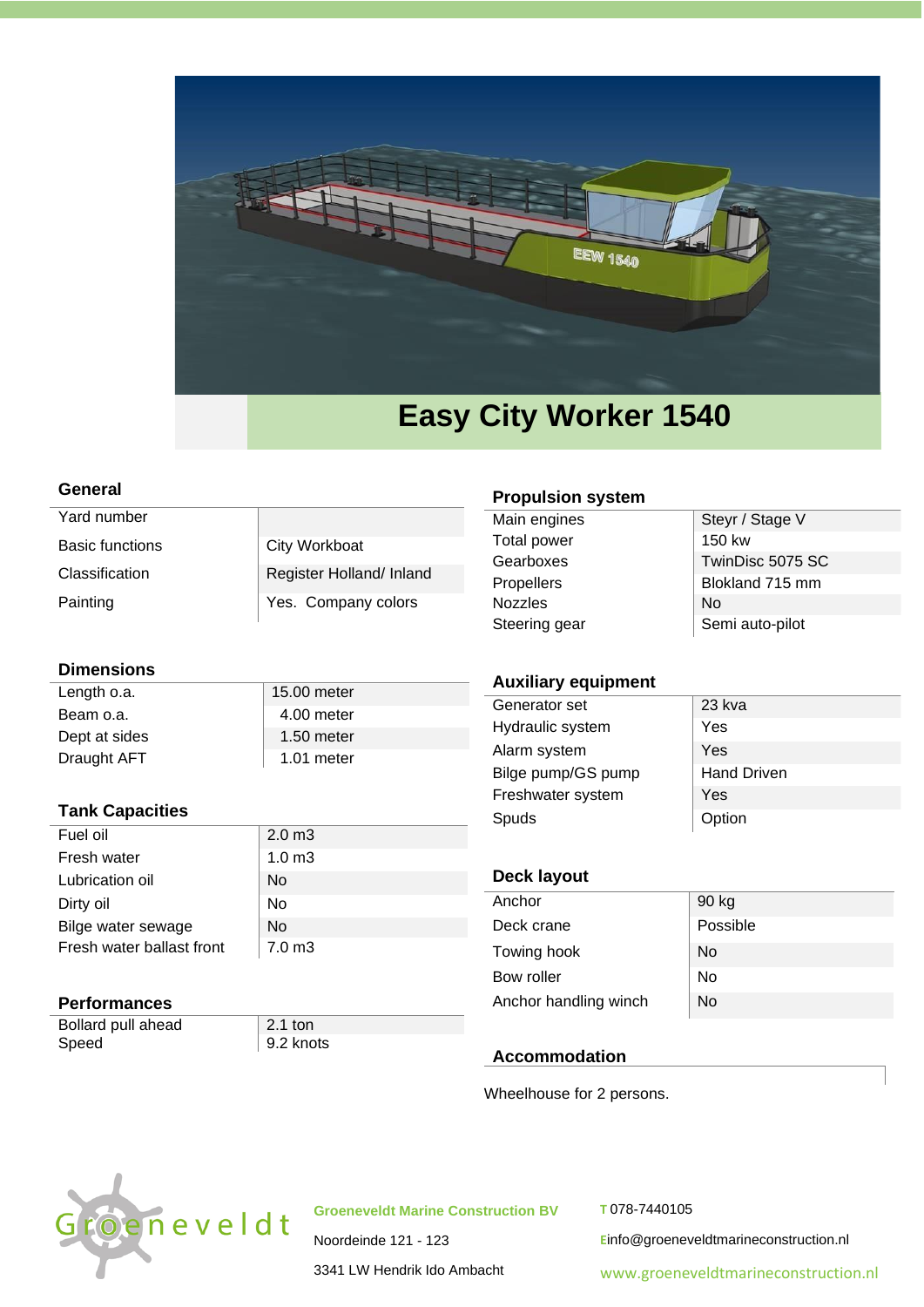# Easy City Worker 1540

## General

| | |
|---|---|
| Yard number | |
| Basic functions | City Workboat |
| Classification | Register Holland/ Inland |
| Painting | Yes. Company colors |

## Dimensions

| | |
|---|---|
| Length o.a. | 15.00 meter |
| Beam o.a. | 4.00 meter |
| Dept at sides | 1.50 meter |
| Draught AFT | 1.01 meter |

## Tank Capacities

| | |
|---|---|
| Fuel oil | 2.0 m3 |
| Fresh water | 1.0 m3 |
| Lubrication oil | No |
| Dirty oil | No |
| Bilge water sewage | No |
| Fresh water ballast front | 7.0 m3 |

## Performances

| | |
|---|---|
| Bollard pull ahead | 2.1 ton |
| Speed | 9.2 knots |

## Propulsion system

| | |
|---|---|
| Main engines | Steyr / Stage V |
| Total power | 150 kw |
| Gearboxes | TwinDisc 5075 SC |
| Propellers | Blokland 715 mm |
| Nozzles | No |
| Steering gear | Semi auto-pilot |

## Auxiliary equipment

| | |
|---|---|
| Generator set | 23 kva |
| Hydraulic system | Yes |
| Alarm system | Yes |
| Bilge pump/GS pump | Hand Driven |
| Freshwater system | Yes |
| Spuds | Option |

## Deck layout

| | |
|---|---|
| Anchor | 90 kg |
| Deck crane | Possible |
| Towing hook | No |
| Bow roller | No |
| Anchor handling winch | No |

## Accommodation

Wheelhouse for 2 persons.

Groeneveldt

**Groeneveldt Marine Construction BV**
Noordeinde 121 - 123
3341 LW Hendrik Ido Ambacht

T 078-7440105
E info@groeneveldtmarineconstruction.nl
www.groeneveldtmarineconstruction.nl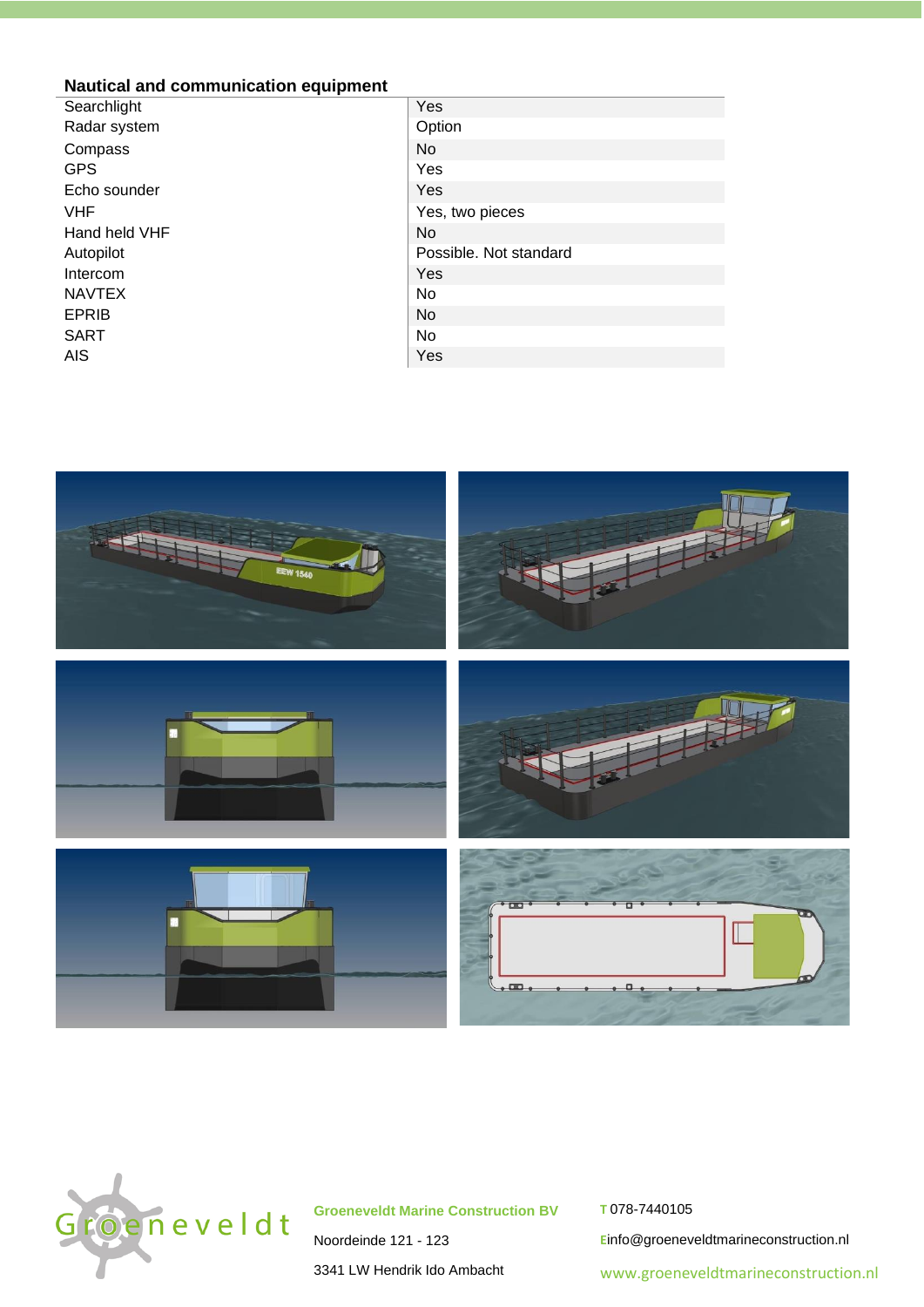### Nautical and communication equipment

| | |
|---|---|
| Searchlight | Yes |
| Radar system | Option |
| Compass | No |
| GPS | Yes |
| Echo sounder | Yes |
| VHF | Yes, two pieces |
| Hand held VHF | No |
| Autopilot | Possible. Not standard |
| Intercom | Yes |
| NAVTEX | No |
| EPRIB | No |
| SART | No |
| AIS | Yes |

**Groeneveldt Marine Construction BV**

Noordeinde 121 - 123

3341 LW Hendrik Ido Ambacht

T 078-7440105

E info@groeneveldtmarineconstruction.nl

www.groeneveldtmarineconstruction.nl